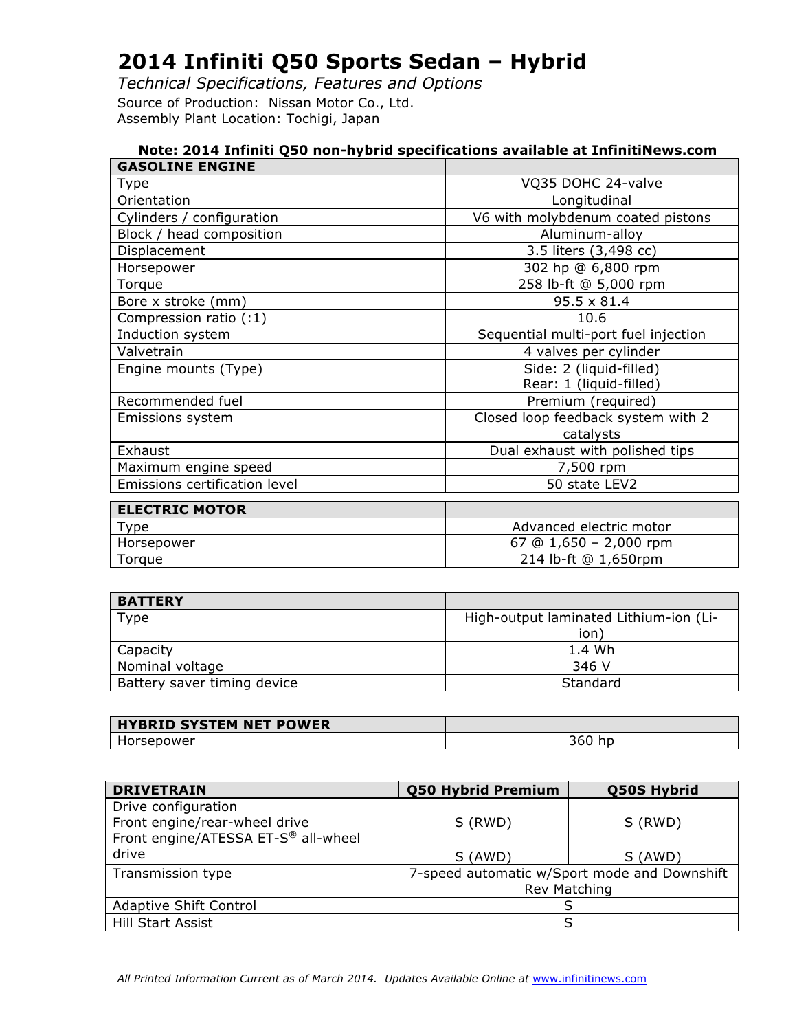# 2014 Infiniti Q50 Sports Sedan – Hybrid

*Technical Specifications, Features and Options*

Source of Production: Nissan Motor Co., Ltd.
Assembly Plant Location: Tochigi, Japan

**Note: 2014 Infiniti Q50 non-hybrid specifications available at InfinitiNews.com**

| GASOLINE ENGINE | |
|---|---|
| Type | VQ35 DOHC 24-valve |
| Orientation | Longitudinal |
| Cylinders / configuration | V6 with molybdenum coated pistons |
| Block / head composition | Aluminum-alloy |
| Displacement | 3.5 liters (3,498 cc) |
| Horsepower | 302 hp @ 6,800 rpm |
| Torque | 258 lb-ft @ 5,000 rpm |
| Bore x stroke (mm) | 95.5 x 81.4 |
| Compression ratio (:1) | 10.6 |
| Induction system | Sequential multi-port fuel injection |
| Valvetrain | 4 valves per cylinder |
| Engine mounts (Type) | Side: 2 (liquid-filled)<br>Rear: 1 (liquid-filled) |
| Recommended fuel | Premium (required) |
| Emissions system | Closed loop feedback system with 2 catalysts |
| Exhaust | Dual exhaust with polished tips |
| Maximum engine speed | 7,500 rpm |
| Emissions certification level | 50 state LEV2 |

| ELECTRIC MOTOR | |
|---|---|
| Type | Advanced electric motor |
| Horsepower | 67 @ 1,650 – 2,000 rpm |
| Torque | 214 lb-ft @ 1,650rpm |

| BATTERY | |
|---|---|
| Type | High-output laminated Lithium-ion (Li-ion) |
| Capacity | 1.4 Wh |
| Nominal voltage | 346 V |
| Battery saver timing device | Standard |

| HYBRID SYSTEM NET POWER | |
|---|---|
| Horsepower | 360 hp |

| DRIVETRAIN | Q50 Hybrid Premium | Q50S Hybrid |
|---|---|---|
| Drive configuration<br>Front engine/rear-wheel drive | S (RWD) | S (RWD) |
| Front engine/ATESSA ET-S® all-wheel drive | S (AWD) | S (AWD) |
| Transmission type | 7-speed automatic w/Sport mode and Downshift Rev Matching | |
| Adaptive Shift Control | S | |
| Hill Start Assist | S | |

*All Printed Information Current as of March 2014. Updates Available Online at www.infinitinews.com*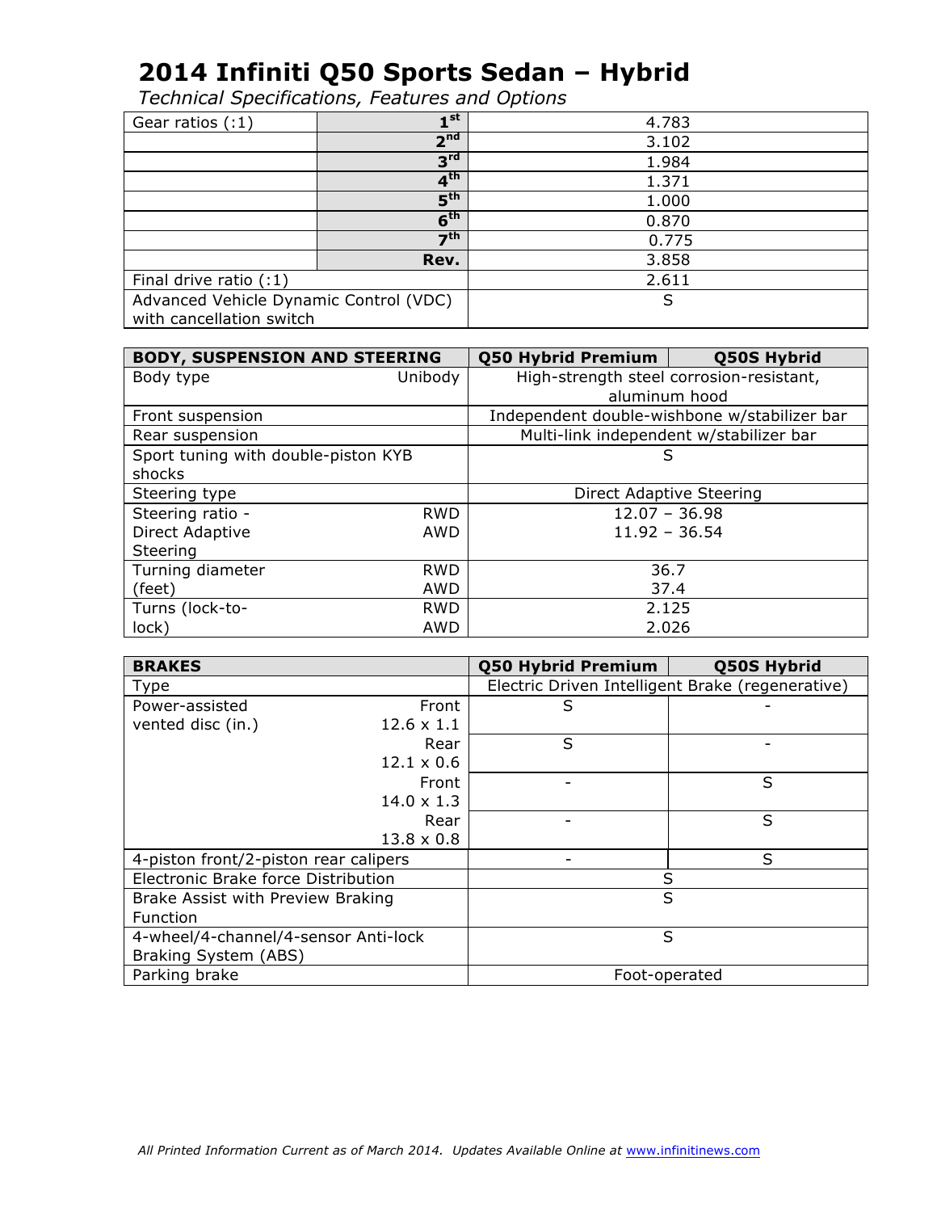# 2014 Infiniti Q50 Sports Sedan – Hybrid

*Technical Specifications, Features and Options*

| Gear ratios (:1) | 1st | 4.783 |
| --- | --- | --- |
| | 2nd | 3.102 |
| | 3rd | 1.984 |
| | 4th | 1.371 |
| | 5th | 1.000 |
| | 6th | 0.870 |
| | 7th | 0.775 |
| | Rev. | 3.858 |
| Final drive ratio (:1) | | 2.611 |
| Advanced Vehicle Dynamic Control (VDC) with cancellation switch | | S |

| BODY, SUSPENSION AND STEERING | | Q50 Hybrid Premium | Q50S Hybrid |
| --- | --- | --- | --- |
| Body type | Unibody | High-strength steel corrosion-resistant, aluminum hood | |
| Front suspension | | Independent double-wishbone w/stabilizer bar | |
| Rear suspension | | Multi-link independent w/stabilizer bar | |
| Sport tuning with double-piston KYB shocks | | S | |
| Steering type | | Direct Adaptive Steering | |
| Steering ratio - Direct Adaptive Steering | RWD | 12.07 – 36.98 | |
| | AWD | 11.92 – 36.54 | |
| Turning diameter (feet) | RWD | 36.7 | |
| | AWD | 37.4 | |
| Turns (lock-to-lock) | RWD | 2.125 | |
| | AWD | 2.026 | |

| BRAKES | | Q50 Hybrid Premium | Q50S Hybrid |
| --- | --- | --- | --- |
| Type | | Electric Driven Intelligent Brake (regenerative) | |
| Power-assisted vented disc (in.) | Front 12.6 x 1.1 | S | - |
| | Rear 12.1 x 0.6 | S | - |
| | Front 14.0 x 1.3 | - | S |
| | Rear 13.8 x 0.8 | - | S |
| 4-piston front/2-piston rear calipers | | - | S |
| Electronic Brake force Distribution | | S | |
| Brake Assist with Preview Braking Function | | S | |
| 4-wheel/4-channel/4-sensor Anti-lock Braking System (ABS) | | S | |
| Parking brake | | Foot-operated | |

*All Printed Information Current as of March 2014. Updates Available Online at www.infinitinews.com*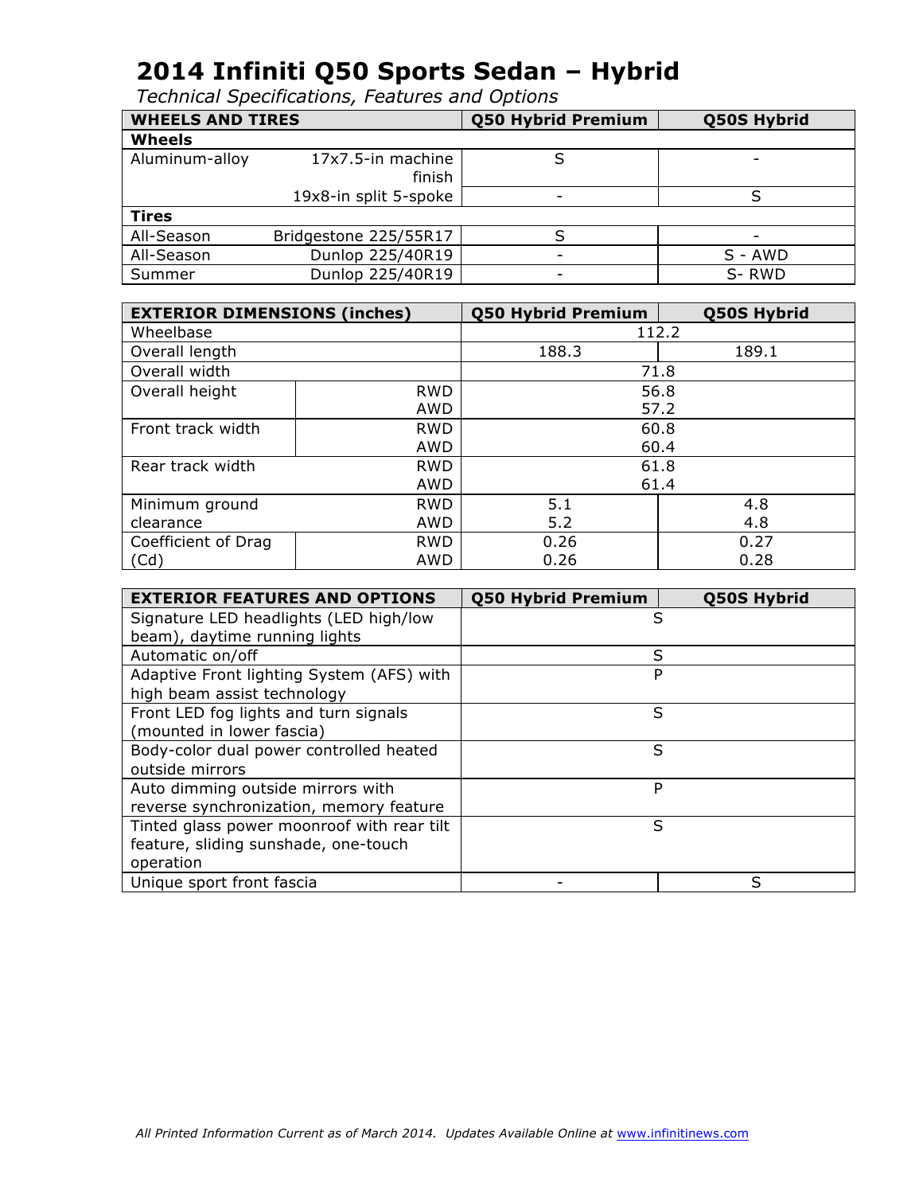# 2014 Infiniti Q50 Sports Sedan – Hybrid

*Technical Specifications, Features and Options*

| WHEELS AND TIRES | | Q50 Hybrid Premium | Q50S Hybrid |
|---|---|---|---|
| **Wheels** | | | |
| Aluminum-alloy | 17x7.5-in machine finish | S | - |
| | 19x8-in split 5-spoke | - | S |
| **Tires** | | | |
| All-Season | Bridgestone 225/55R17 | S | - |
| All-Season | Dunlop 225/40R19 | - | S - AWD |
| Summer | Dunlop 225/40R19 | - | S- RWD |

| EXTERIOR DIMENSIONS (inches) | | Q50 Hybrid Premium | Q50S Hybrid |
|---|---|---|---|
| Wheelbase | | 112.2 | |
| Overall length | | 188.3 | 189.1 |
| Overall width | | 71.8 | |
| Overall height | RWD | 56.8 | |
| | AWD | 57.2 | |
| Front track width | RWD | 60.8 | |
| | AWD | 60.4 | |
| Rear track width | RWD | 61.8 | |
| | AWD | 61.4 | |
| Minimum ground clearance | RWD | 5.1 | 4.8 |
| | AWD | 5.2 | 4.8 |
| Coefficient of Drag (Cd) | RWD | 0.26 | 0.27 |
| | AWD | 0.26 | 0.28 |

| EXTERIOR FEATURES AND OPTIONS | Q50 Hybrid Premium | Q50S Hybrid |
|---|---|---|
| Signature LED headlights (LED high/low beam), daytime running lights | S | |
| Automatic on/off | S | |
| Adaptive Front lighting System (AFS) with high beam assist technology | P | |
| Front LED fog lights and turn signals (mounted in lower fascia) | S | |
| Body-color dual power controlled heated outside mirrors | S | |
| Auto dimming outside mirrors with reverse synchronization, memory feature | P | |
| Tinted glass power moonroof with rear tilt feature, sliding sunshade, one-touch operation | S | |
| Unique sport front fascia | - | S |

*All Printed Information Current as of March 2014. Updates Available Online at www.infinitinews.com*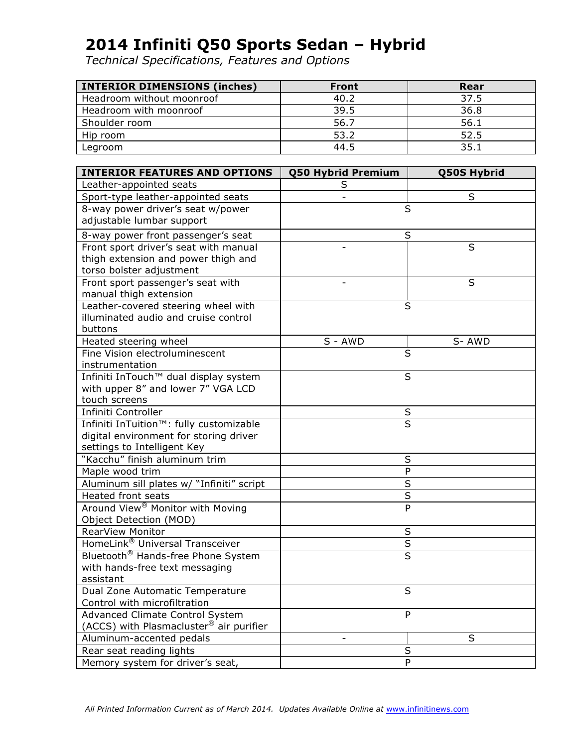# 2014 Infiniti Q50 Sports Sedan – Hybrid

*Technical Specifications, Features and Options*

| INTERIOR DIMENSIONS (inches) | Front | Rear |
| --- | --- | --- |
| Headroom without moonroof | 40.2 | 37.5 |
| Headroom with moonroof | 39.5 | 36.8 |
| Shoulder room | 56.7 | 56.1 |
| Hip room | 53.2 | 52.5 |
| Legroom | 44.5 | 35.1 |

| INTERIOR FEATURES AND OPTIONS | Q50 Hybrid Premium | Q50S Hybrid |
| --- | --- | --- |
| Leather-appointed seats | S | |
| Sport-type leather-appointed seats | - | S |
| 8-way power driver's seat w/power adjustable lumbar support | S | S |
| 8-way power front passenger's seat | S | S |
| Front sport driver's seat with manual thigh extension and power thigh and torso bolster adjustment | - | S |
| Front sport passenger's seat with manual thigh extension | - | S |
| Leather-covered steering wheel with illuminated audio and cruise control buttons | S | S |
| Heated steering wheel | S - AWD | S- AWD |
| Fine Vision electroluminescent instrumentation | S | S |
| Infiniti InTouch™ dual display system with upper 8" and lower 7" VGA LCD touch screens | S | S |
| Infiniti Controller | S | S |
| Infiniti InTuition™: fully customizable digital environment for storing driver settings to Intelligent Key | S | S |
| "Kacchu" finish aluminum trim | S | S |
| Maple wood trim | P | P |
| Aluminum sill plates w/ "Infiniti" script | S | S |
| Heated front seats | S | S |
| Around View® Monitor with Moving Object Detection (MOD) | P | P |
| RearView Monitor | S | S |
| HomeLink® Universal Transceiver | S | S |
| Bluetooth® Hands-free Phone System with hands-free text messaging assistant | S | S |
| Dual Zone Automatic Temperature Control with microfiltration | S | S |
| Advanced Climate Control System (ACCS) with Plasmacluster® air purifier | P | P |
| Aluminum-accented pedals | - | S |
| Rear seat reading lights | S | S |
| Memory system for driver's seat, | P | P |

*All Printed Information Current as of March 2014. Updates Available Online at www.infinitinews.com*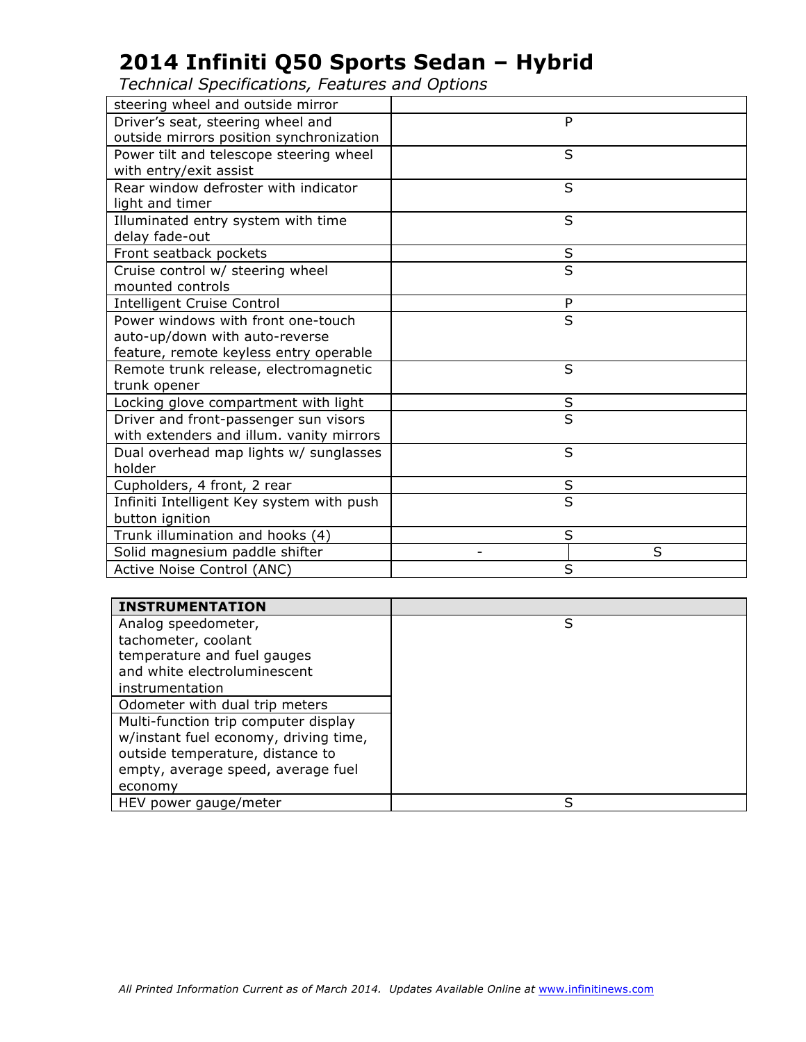# 2014 Infiniti Q50 Sports Sedan – Hybrid

*Technical Specifications, Features and Options*

| | | |
|---|---|---|
| steering wheel and outside mirror | | |
| Driver's seat, steering wheel and outside mirrors position synchronization | P | |
| Power tilt and telescope steering wheel with entry/exit assist | S | |
| Rear window defroster with indicator light and timer | S | |
| Illuminated entry system with time delay fade-out | S | |
| Front seatback pockets | S | |
| Cruise control w/ steering wheel mounted controls | S | |
| Intelligent Cruise Control | P | |
| Power windows with front one-touch auto-up/down with auto-reverse feature, remote keyless entry operable | S | |
| Remote trunk release, electromagnetic trunk opener | S | |
| Locking glove compartment with light | S | |
| Driver and front-passenger sun visors with extenders and illum. vanity mirrors | S | |
| Dual overhead map lights w/ sunglasses holder | S | |
| Cupholders, 4 front, 2 rear | S | |
| Infiniti Intelligent Key system with push button ignition | S | |
| Trunk illumination and hooks (4) | S | |
| Solid magnesium paddle shifter | - | S |
| Active Noise Control (ANC) | S | |

| INSTRUMENTATION | |
|---|---|
| Analog speedometer, tachometer, coolant temperature and fuel gauges and white electroluminescent instrumentation | S |
| Odometer with dual trip meters | |
| Multi-function trip computer display w/instant fuel economy, driving time, outside temperature, distance to empty, average speed, average fuel economy | |
| HEV power gauge/meter | S |

*All Printed Information Current as of March 2014. Updates Available Online at www.infinitinews.com*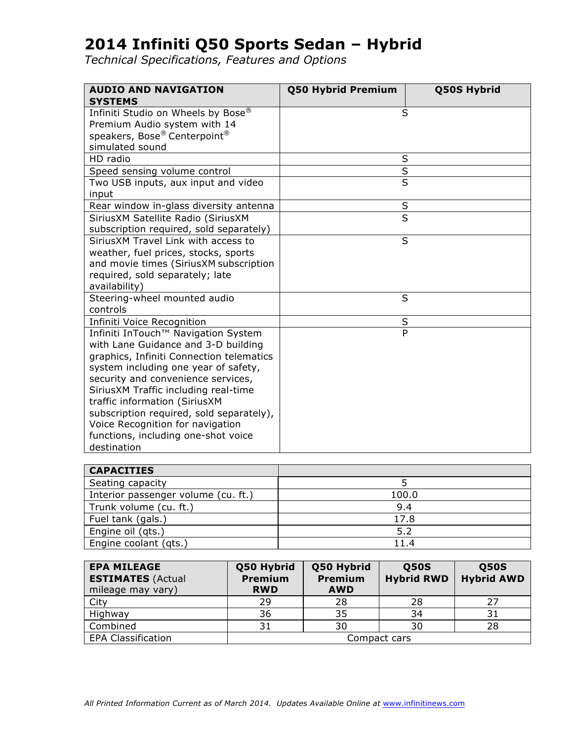# 2014 Infiniti Q50 Sports Sedan – Hybrid

*Technical Specifications, Features and Options*

| AUDIO AND NAVIGATION SYSTEMS | Q50 Hybrid Premium | Q50S Hybrid |
|---|---|---|
| Infiniti Studio on Wheels by Bose® Premium Audio system with 14 speakers, Bose® Centerpoint® simulated sound | S | |
| HD radio | S | |
| Speed sensing volume control | S | |
| Two USB inputs, aux input and video input | S | |
| Rear window in-glass diversity antenna | S | |
| SiriusXM Satellite Radio (SiriusXM subscription required, sold separately) | S | |
| SiriusXM Travel Link with access to weather, fuel prices, stocks, sports and movie times (SiriusXM subscription required, sold separately; late availability) | S | |
| Steering-wheel mounted audio controls | S | |
| Infiniti Voice Recognition | S | |
| Infiniti InTouch™ Navigation System with Lane Guidance and 3-D building graphics, Infiniti Connection telematics system including one year of safety, security and convenience services, SiriusXM Traffic including real-time traffic information (SiriusXM subscription required, sold separately), Voice Recognition for navigation functions, including one-shot voice destination | P | |

| CAPACITIES | |
|---|---|
| Seating capacity | 5 |
| Interior passenger volume (cu. ft.) | 100.0 |
| Trunk volume (cu. ft.) | 9.4 |
| Fuel tank (gals.) | 17.8 |
| Engine oil (qts.) | 5.2 |
| Engine coolant (qts.) | 11.4 |

| **EPA MILEAGE ESTIMATES** (Actual mileage may vary) | Q50 Hybrid Premium RWD | Q50 Hybrid Premium AWD | Q50S Hybrid RWD | Q50S Hybrid AWD |
|---|---|---|---|---|
| City | 29 | 28 | 28 | 27 |
| Highway | 36 | 35 | 34 | 31 |
| Combined | 31 | 30 | 30 | 28 |
| EPA Classification | Compact cars | | | |

*All Printed Information Current as of March 2014. Updates Available Online at www.infinitinews.com*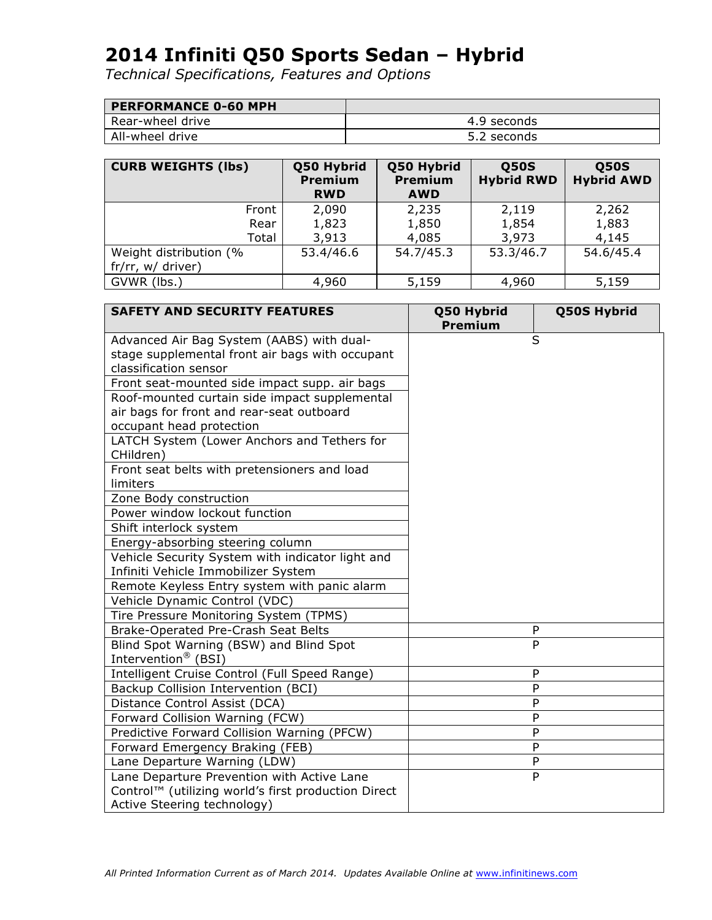# 2014 Infiniti Q50 Sports Sedan – Hybrid

*Technical Specifications, Features and Options*

| PERFORMANCE 0-60 MPH | |
|---|---|
| Rear-wheel drive | 4.9 seconds |
| All-wheel drive | 5.2 seconds |

| CURB WEIGHTS (lbs) | Q50 Hybrid Premium RWD | Q50 Hybrid Premium AWD | Q50S Hybrid RWD | Q50S Hybrid AWD |
|---|---|---|---|---|
| Front | 2,090 | 2,235 | 2,119 | 2,262 |
| Rear | 1,823 | 1,850 | 1,854 | 1,883 |
| Total | 3,913 | 4,085 | 3,973 | 4,145 |
| Weight distribution (% fr/rr, w/ driver) | 53.4/46.6 | 54.7/45.3 | 53.3/46.7 | 54.6/45.4 |
| GVWR (lbs.) | 4,960 | 5,159 | 4,960 | 5,159 |

| SAFETY AND SECURITY FEATURES | Q50 Hybrid Premium | Q50S Hybrid |
|---|---|---|
| Advanced Air Bag System (AABS) with dual-stage supplemental front air bags with occupant classification sensor | S | |
| Front seat-mounted side impact supp. air bags | | |
| Roof-mounted curtain side impact supplemental air bags for front and rear-seat outboard occupant head protection | | |
| LATCH System (Lower Anchors and Tethers for CHildren) | | |
| Front seat belts with pretensioners and load limiters | | |
| Zone Body construction | | |
| Power window lockout function | | |
| Shift interlock system | | |
| Energy-absorbing steering column | | |
| Vehicle Security System with indicator light and Infiniti Vehicle Immobilizer System | | |
| Remote Keyless Entry system with panic alarm | | |
| Vehicle Dynamic Control (VDC) | | |
| Tire Pressure Monitoring System (TPMS) | | |
| Brake-Operated Pre-Crash Seat Belts | P | |
| Blind Spot Warning (BSW) and Blind Spot Intervention® (BSI) | P | |
| Intelligent Cruise Control (Full Speed Range) | P | |
| Backup Collision Intervention (BCI) | P | |
| Distance Control Assist (DCA) | P | |
| Forward Collision Warning (FCW) | P | |
| Predictive Forward Collision Warning (PFCW) | P | |
| Forward Emergency Braking (FEB) | P | |
| Lane Departure Warning (LDW) | P | |
| Lane Departure Prevention with Active Lane Control™ (utilizing world's first production Direct Active Steering technology) | P | |

*All Printed Information Current as of March 2014. Updates Available Online at www.infinitinews.com*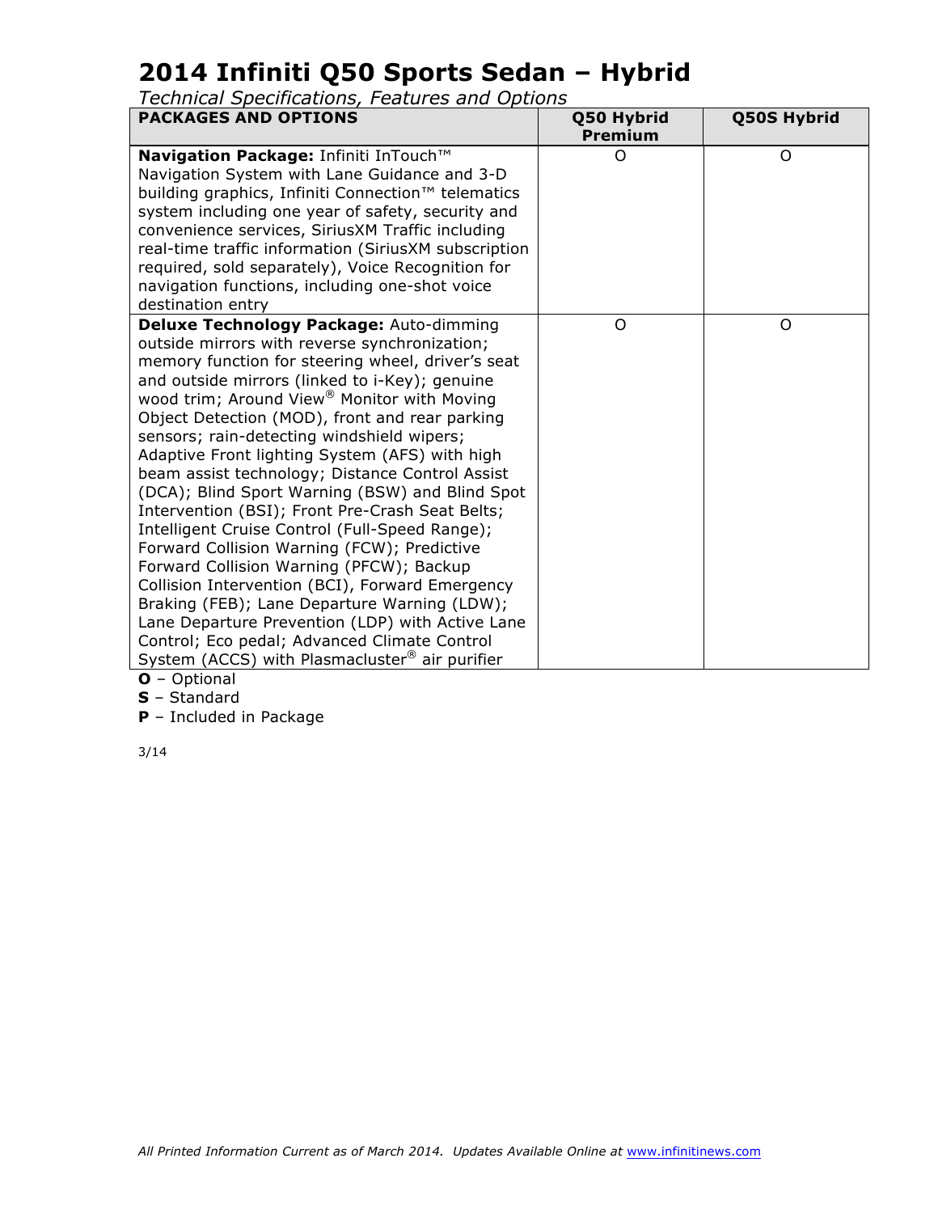# 2014 Infiniti Q50 Sports Sedan – Hybrid

*Technical Specifications, Features and Options*

| PACKAGES AND OPTIONS | Q50 Hybrid Premium | Q50S Hybrid |
|---|---|---|
| **Navigation Package:** Infiniti InTouch™ Navigation System with Lane Guidance and 3-D building graphics, Infiniti Connection™ telematics system including one year of safety, security and convenience services, SiriusXM Traffic including real-time traffic information (SiriusXM subscription required, sold separately), Voice Recognition for navigation functions, including one-shot voice destination entry | O | O |
| **Deluxe Technology Package:** Auto-dimming outside mirrors with reverse synchronization; memory function for steering wheel, driver's seat and outside mirrors (linked to i-Key); genuine wood trim; Around View® Monitor with Moving Object Detection (MOD), front and rear parking sensors; rain-detecting windshield wipers; Adaptive Front lighting System (AFS) with high beam assist technology; Distance Control Assist (DCA); Blind Sport Warning (BSW) and Blind Spot Intervention (BSI); Front Pre-Crash Seat Belts; Intelligent Cruise Control (Full-Speed Range); Forward Collision Warning (FCW); Predictive Forward Collision Warning (PFCW); Backup Collision Intervention (BCI), Forward Emergency Braking (FEB); Lane Departure Warning (LDW); Lane Departure Prevention (LDP) with Active Lane Control; Eco pedal; Advanced Climate Control System (ACCS) with Plasmacluster® air purifier | O | O |

**O** – Optional
**S** – Standard
**P** – Included in Package

3/14

*All Printed Information Current as of March 2014. Updates Available Online at www.infinitinews.com*